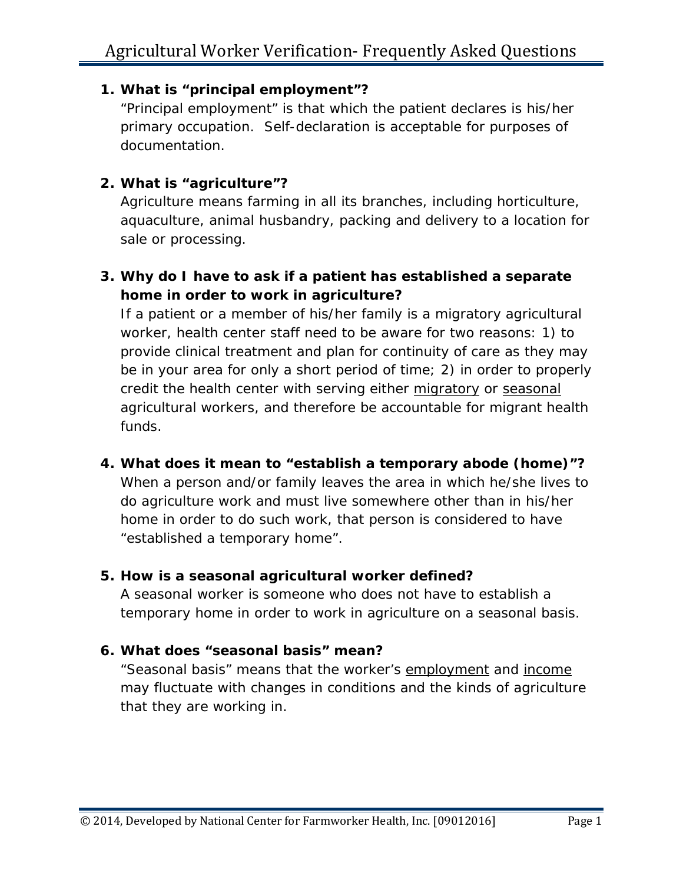# Agricultural Worker Verification- Frequently Asked Questions

1. **What is "principal employment"?**
   "Principal employment" is that which the patient declares is his/her primary occupation. Self-declaration is acceptable for purposes of documentation.

2. **What is "agriculture"?**
   Agriculture means farming in all its branches, including horticulture, aquaculture, animal husbandry, packing and delivery to a location for sale or processing.

3. **Why do I have to ask if a patient has established a separate home in order to work in agriculture?**
   If a patient or a member of his/her family is a migratory agricultural worker, health center staff need to be aware for two reasons: 1) to provide clinical treatment and plan for continuity of care as they may be in your area for only a short period of time; 2) in order to properly credit the health center with serving either <u>migratory</u> or <u>seasonal</u> agricultural workers, and therefore be accountable for migrant health funds.

4. **What does it mean to "establish a temporary abode (home)"?**
   When a person and/or family leaves the area in which he/she lives to do agriculture work and must live somewhere other than in his/her home in order to do such work, that person is considered to have "established a temporary home".

5. **How is a seasonal agricultural worker defined?**
   A seasonal worker is someone who does not have to establish a temporary home in order to work in agriculture on a seasonal basis.

6. **What does "seasonal basis" mean?**
   "Seasonal basis" means that the worker's <u>employment</u> and <u>income</u> may fluctuate with changes in conditions and the kinds of agriculture that they are working in.

© 2014, Developed by National Center for Farmworker Health, Inc. [09012016]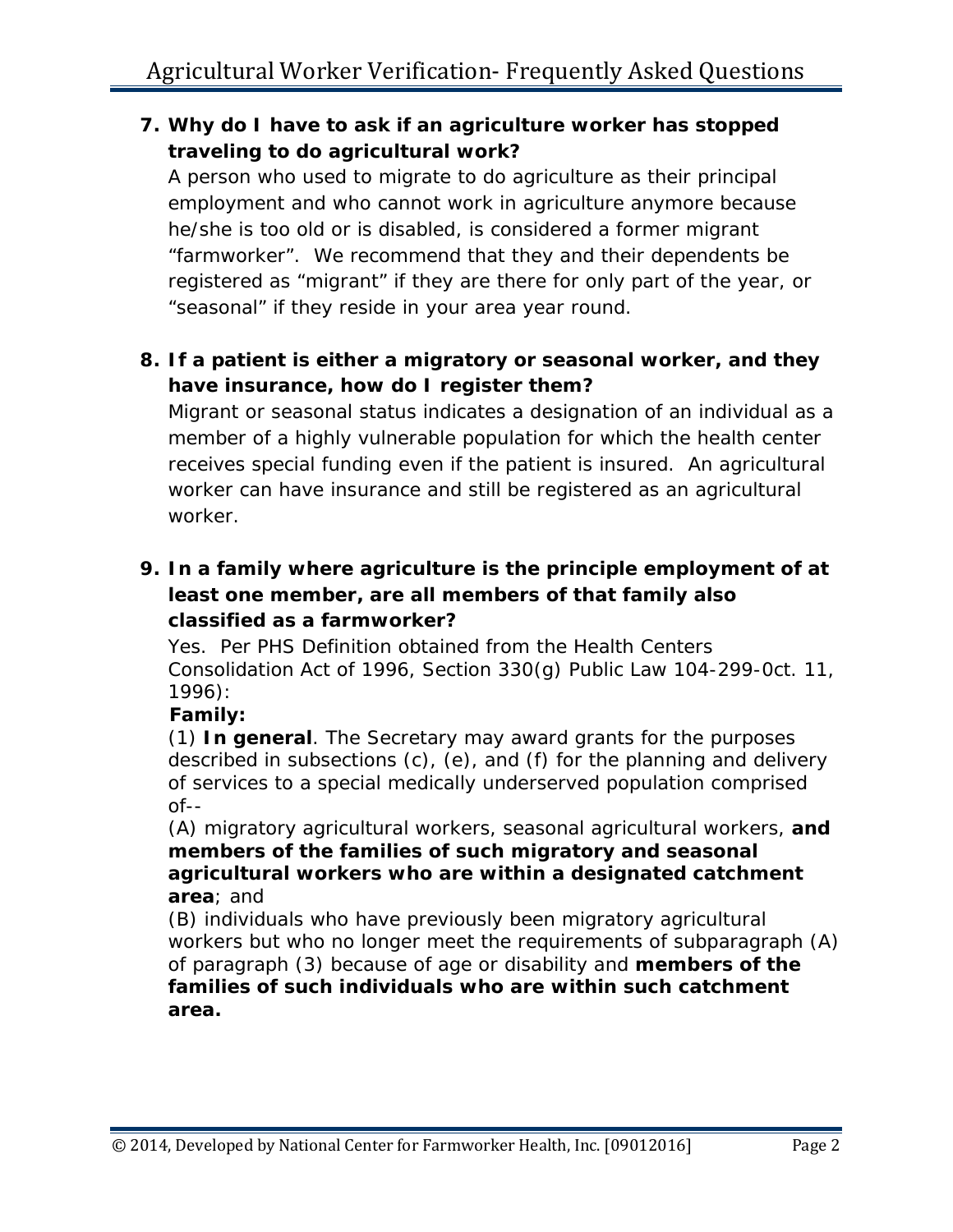**7. Why do I have to ask if an agriculture worker has stopped traveling to do agricultural work?**

A person who used to migrate to do agriculture as their principal employment and who cannot work in agriculture anymore because he/she is too old or is disabled, is considered a former migrant "farmworker". We recommend that they and their dependents be registered as "migrant" if they are there for only part of the year, or "seasonal" if they reside in your area year round.

**8. If a patient is either a migratory or seasonal worker, and they have insurance, how do I register them?**

Migrant or seasonal status indicates a designation of an individual as a member of a highly vulnerable population for which the health center receives special funding even if the patient is insured. An agricultural worker can have insurance and still be registered as an agricultural worker.

**9. In a family where agriculture is the principle employment of at least one member, are all members of that family also classified as a farmworker?**

Yes. Per PHS Definition obtained from the Health Centers Consolidation Act of 1996, Section 330(g) Public Law 104-299-0ct. 11, 1996):

**Family:**

(1) **In general**. The Secretary may award grants for the purposes described in subsections (c), (e), and (f) for the planning and delivery of services to a special medically underserved population comprised of--

(A) migratory agricultural workers, seasonal agricultural workers, **and members of the families of such migratory and seasonal agricultural workers who are within a designated catchment area**; and

(B) individuals who have previously been migratory agricultural workers but who no longer meet the requirements of subparagraph (A) of paragraph (3) because of age or disability and **members of the families of such individuals who are within such catchment area.**